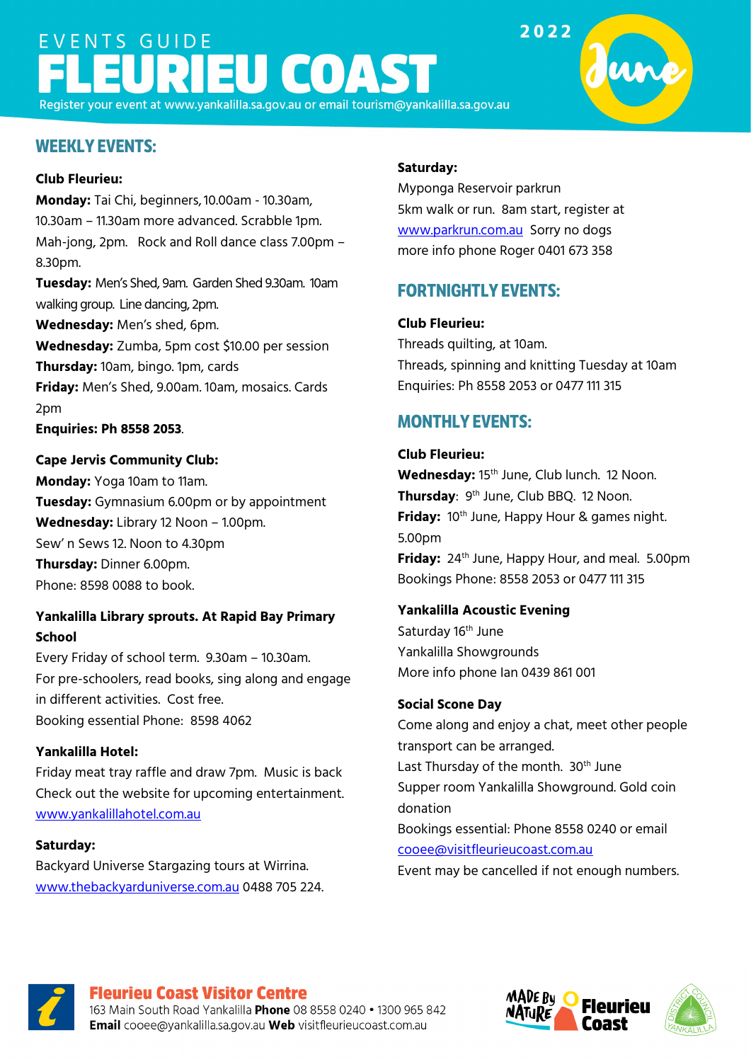# EVENTS GUIDE FLEURIEU COAST

**2022 June**

Register your event at www.yankalilla.sa.gov.au or email tourism@yankalilla.sa.gov.au

## WEEKLY EVENTS:

**Club Fleurieu:**

**Monday:** Tai Chi, beginners, 10.00am - 10.30am, 10.30am – 11.30am more advanced. Scrabble 1pm. Mah-jong, 2pm. Rock and Roll dance class 7.00pm – 8.30pm.

**Tuesday:** Men's Shed, 9am. Garden Shed 9.30am. 10am walking group. Line dancing, 2pm.

**Wednesday:** Men's shed, 6pm.

**Wednesday:** Zumba, 5pm cost $10.00 per session

**Thursday:** 10am, bingo. 1pm, cards

**Friday:** Men's Shed, 9.00am. 10am, mosaics. Cards 2pm

**Enquiries: Ph 8558 2053**.

**Cape Jervis Community Club:**

**Monday:** Yoga 10am to 11am.

**Tuesday:** Gymnasium 6.00pm or by appointment

**Wednesday:** Library 12 Noon – 1.00pm.

Sew' n Sews 12. Noon to 4.30pm

**Thursday:** Dinner 6.00pm.

Phone: 8598 0088 to book.

**Yankalilla Library sprouts. At Rapid Bay Primary School**

Every Friday of school term. 9.30am – 10.30am.

For pre-schoolers, read books, sing along and engage in different activities. Cost free.

Booking essential Phone: 8598 4062

**Yankalilla Hotel:**

Friday meat tray raffle and draw 7pm. Music is back

Check out the website for upcoming entertainment.

www.yankalillahotel.com.au

**Saturday:**

Backyard Universe Stargazing tours at Wirrina.

www.thebackyarduniverse.com.au 0488 705 224.

**Saturday:**

Myponga Reservoir parkrun

5km walk or run. 8am start, register at www.parkrun.com.au Sorry no dogs

more info phone Roger 0401 673 358

## FORTNIGHTLY EVENTS:

**Club Fleurieu:**

Threads quilting, at 10am.

Threads, spinning and knitting Tuesday at 10am

Enquiries: Ph 8558 2053 or 0477 111 315

## MONTHLY EVENTS:

**Club Fleurieu:**

**Wednesday:** 15th June, Club lunch. 12 Noon.

**Thursday**: 9th June, Club BBQ. 12 Noon.

**Friday:** 10th June, Happy Hour & games night. 5.00pm

**Friday:** 24th June, Happy Hour, and meal. 5.00pm

Bookings Phone: 8558 2053 or 0477 111 315

**Yankalilla Acoustic Evening**

Saturday 16th June

Yankalilla Showgrounds

More info phone Ian 0439 861 001

**Social Scone Day**

Come along and enjoy a chat, meet other people transport can be arranged.

Last Thursday of the month. 30th June

Supper room Yankalilla Showground. Gold coin donation

Bookings essential: Phone 8558 0240 or email cooee@visitfleurieucoast.com.au

Event may be cancelled if not enough numbers.

**Fleurieu Coast Visitor Centre**

163 Main South Road Yankalilla **Phone** 08 8558 0240 • 1300 965 842

**Email** cooee@yankalilla.sa.gov.au **Web** visitfleurieucoast.com.au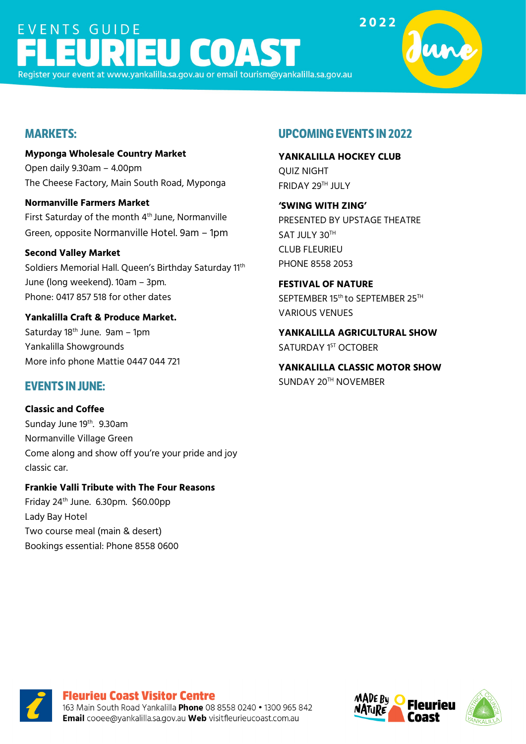# EVENTS GUIDE FLEURIEU COAST

2022 June

Register your event at www.yankalilla.sa.gov.au or email tourism@yankalilla.sa.gov.au

## MARKETS:

**Myponga Wholesale Country Market**
Open daily 9.30am – 4.00pm
The Cheese Factory, Main South Road, Myponga

**Normanville Farmers Market**
First Saturday of the month 4th June, Normanville Green, opposite Normanville Hotel. 9am – 1pm

**Second Valley Market**
Soldiers Memorial Hall. Queen's Birthday Saturday 11th June (long weekend). 10am – 3pm.
Phone: 0417 857 518 for other dates

**Yankalilla Craft & Produce Market.**
Saturday 18th June. 9am – 1pm
Yankalilla Showgrounds
More info phone Mattie 0447 044 721

## EVENTS IN JUNE:

**Classic and Coffee**
Sunday June 19th. 9.30am
Normanville Village Green
Come along and show off you're your pride and joy classic car.

**Frankie Valli Tribute with The Four Reasons**
Friday 24th June. 6.30pm. $60.00pp
Lady Bay Hotel
Two course meal (main & desert)
Bookings essential: Phone 8558 0600

## UPCOMING EVENTS IN 2022

**YANKALILLA HOCKEY CLUB**
QUIZ NIGHT
FRIDAY 29TH JULY

**'SWING WITH ZING'**
PRESENTED BY UPSTAGE THEATRE
SAT JULY 30TH
CLUB FLEURIEU
PHONE 8558 2053

**FESTIVAL OF NATURE**
SEPTEMBER 15th to SEPTEMBER 25TH
VARIOUS VENUES

**YANKALILLA AGRICULTURAL SHOW**
SATURDAY 1ST OCTOBER

**YANKALILLA CLASSIC MOTOR SHOW**
SUNDAY 20TH NOVEMBER

**Fleurieu Coast Visitor Centre**
163 Main South Road Yankalilla **Phone** 08 8558 0240 • 1300 965 842
**Email** cooee@yankalilla.sa.gov.au **Web** visitfleurieucoast.com.au